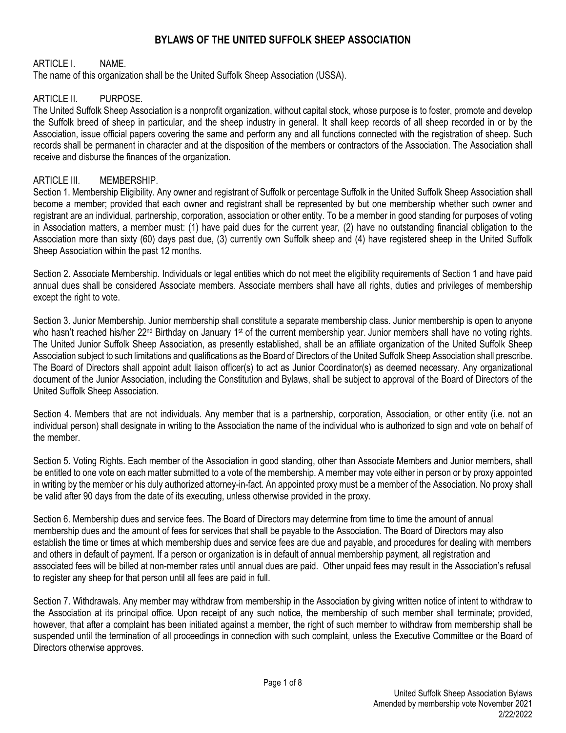# BYLAWS OF THE UNITED SUFFOLK SHEEP ASSOCIATION

## ARTICLE I. NAME.

The name of this organization shall be the United Suffolk Sheep Association (USSA).

## ARTICLE II. PURPOSE.

The United Suffolk Sheep Association is a nonprofit organization, without capital stock, whose purpose is to foster, promote and develop the Suffolk breed of sheep in particular, and the sheep industry in general. It shall keep records of all sheep recorded in or by the Association, issue official papers covering the same and perform any and all functions connected with the registration of sheep. Such records shall be permanent in character and at the disposition of the members or contractors of the Association. The Association shall receive and disburse the finances of the organization.

## ARTICLE III. MEMBERSHIP.

Section 1. Membership Eligibility. Any owner and registrant of Suffolk or percentage Suffolk in the United Suffolk Sheep Association shall become a member; provided that each owner and registrant shall be represented by but one membership whether such owner and registrant are an individual, partnership, corporation, association or other entity. To be a member in good standing for purposes of voting in Association matters, a member must: (1) have paid dues for the current year, (2) have no outstanding financial obligation to the Association more than sixty (60) days past due, (3) currently own Suffolk sheep and (4) have registered sheep in the United Suffolk Sheep Association within the past 12 months.

Section 2. Associate Membership. Individuals or legal entities which do not meet the eligibility requirements of Section 1 and have paid annual dues shall be considered Associate members. Associate members shall have all rights, duties and privileges of membership except the right to vote.

Section 3. Junior Membership. Junior membership shall constitute a separate membership class. Junior membership is open to anyone who hasn't reached his/her 22nd Birthday on January 1st of the current membership year. Junior members shall have no voting rights. The United Junior Suffolk Sheep Association, as presently established, shall be an affiliate organization of the United Suffolk Sheep Association subject to such limitations and qualifications as the Board of Directors of the United Suffolk Sheep Association shall prescribe. The Board of Directors shall appoint adult liaison officer(s) to act as Junior Coordinator(s) as deemed necessary. Any organizational document of the Junior Association, including the Constitution and Bylaws, shall be subject to approval of the Board of Directors of the United Suffolk Sheep Association.

Section 4. Members that are not individuals. Any member that is a partnership, corporation, Association, or other entity (i.e. not an individual person) shall designate in writing to the Association the name of the individual who is authorized to sign and vote on behalf of the member.

Section 5. Voting Rights. Each member of the Association in good standing, other than Associate Members and Junior members, shall be entitled to one vote on each matter submitted to a vote of the membership. A member may vote either in person or by proxy appointed in writing by the member or his duly authorized attorney-in-fact. An appointed proxy must be a member of the Association. No proxy shall be valid after 90 days from the date of its executing, unless otherwise provided in the proxy.

Section 6. Membership dues and service fees. The Board of Directors may determine from time to time the amount of annual membership dues and the amount of fees for services that shall be payable to the Association. The Board of Directors may also establish the time or times at which membership dues and service fees are due and payable, and procedures for dealing with members and others in default of payment. If a person or organization is in default of annual membership payment, all registration and associated fees will be billed at non-member rates until annual dues are paid. Other unpaid fees may result in the Association's refusal to register any sheep for that person until all fees are paid in full.

Section 7. Withdrawals. Any member may withdraw from membership in the Association by giving written notice of intent to withdraw to the Association at its principal office. Upon receipt of any such notice, the membership of such member shall terminate; provided, however, that after a complaint has been initiated against a member, the right of such member to withdraw from membership shall be suspended until the termination of all proceedings in connection with such complaint, unless the Executive Committee or the Board of Directors otherwise approves.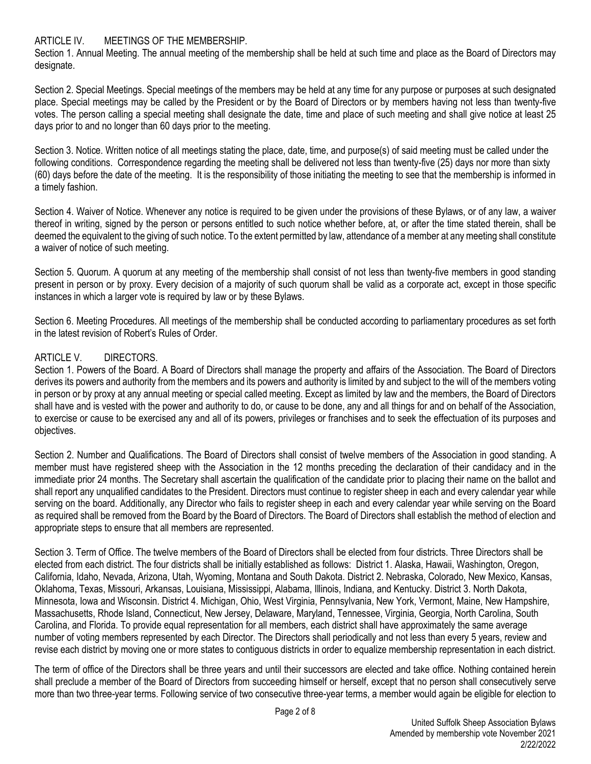## ARTICLE IV. MEETINGS OF THE MEMBERSHIP.

Section 1. Annual Meeting. The annual meeting of the membership shall be held at such time and place as the Board of Directors may designate.

Section 2. Special Meetings. Special meetings of the members may be held at any time for any purpose or purposes at such designated place. Special meetings may be called by the President or by the Board of Directors or by members having not less than twenty-five votes. The person calling a special meeting shall designate the date, time and place of such meeting and shall give notice at least 25 days prior to and no longer than 60 days prior to the meeting.

Section 3. Notice. Written notice of all meetings stating the place, date, time, and purpose(s) of said meeting must be called under the following conditions. Correspondence regarding the meeting shall be delivered not less than twenty-five (25) days nor more than sixty (60) days before the date of the meeting. It is the responsibility of those initiating the meeting to see that the membership is informed in a timely fashion.

Section 4. Waiver of Notice. Whenever any notice is required to be given under the provisions of these Bylaws, or of any law, a waiver thereof in writing, signed by the person or persons entitled to such notice whether before, at, or after the time stated therein, shall be deemed the equivalent to the giving of such notice. To the extent permitted by law, attendance of a member at any meeting shall constitute a waiver of notice of such meeting.

Section 5. Quorum. A quorum at any meeting of the membership shall consist of not less than twenty-five members in good standing present in person or by proxy. Every decision of a majority of such quorum shall be valid as a corporate act, except in those specific instances in which a larger vote is required by law or by these Bylaws.

Section 6. Meeting Procedures. All meetings of the membership shall be conducted according to parliamentary procedures as set forth in the latest revision of Robert's Rules of Order.

## ARTICLE V. DIRECTORS.

Section 1. Powers of the Board. A Board of Directors shall manage the property and affairs of the Association. The Board of Directors derives its powers and authority from the members and its powers and authority is limited by and subject to the will of the members voting in person or by proxy at any annual meeting or special called meeting. Except as limited by law and the members, the Board of Directors shall have and is vested with the power and authority to do, or cause to be done, any and all things for and on behalf of the Association, to exercise or cause to be exercised any and all of its powers, privileges or franchises and to seek the effectuation of its purposes and objectives.

Section 2. Number and Qualifications. The Board of Directors shall consist of twelve members of the Association in good standing. A member must have registered sheep with the Association in the 12 months preceding the declaration of their candidacy and in the immediate prior 24 months. The Secretary shall ascertain the qualification of the candidate prior to placing their name on the ballot and shall report any unqualified candidates to the President. Directors must continue to register sheep in each and every calendar year while serving on the board. Additionally, any Director who fails to register sheep in each and every calendar year while serving on the Board as required shall be removed from the Board by the Board of Directors. The Board of Directors shall establish the method of election and appropriate steps to ensure that all members are represented.

Section 3. Term of Office. The twelve members of the Board of Directors shall be elected from four districts. Three Directors shall be elected from each district. The four districts shall be initially established as follows: District 1. Alaska, Hawaii, Washington, Oregon, California, Idaho, Nevada, Arizona, Utah, Wyoming, Montana and South Dakota. District 2. Nebraska, Colorado, New Mexico, Kansas, Oklahoma, Texas, Missouri, Arkansas, Louisiana, Mississippi, Alabama, Illinois, Indiana, and Kentucky. District 3. North Dakota, Minnesota, Iowa and Wisconsin. District 4. Michigan, Ohio, West Virginia, Pennsylvania, New York, Vermont, Maine, New Hampshire, Massachusetts, Rhode Island, Connecticut, New Jersey, Delaware, Maryland, Tennessee, Virginia, Georgia, North Carolina, South Carolina, and Florida. To provide equal representation for all members, each district shall have approximately the same average number of voting members represented by each Director. The Directors shall periodically and not less than every 5 years, review and revise each district by moving one or more states to contiguous districts in order to equalize membership representation in each district.

The term of office of the Directors shall be three years and until their successors are elected and take office. Nothing contained herein shall preclude a member of the Board of Directors from succeeding himself or herself, except that no person shall consecutively serve more than two three-year terms. Following service of two consecutive three-year terms, a member would again be eligible for election to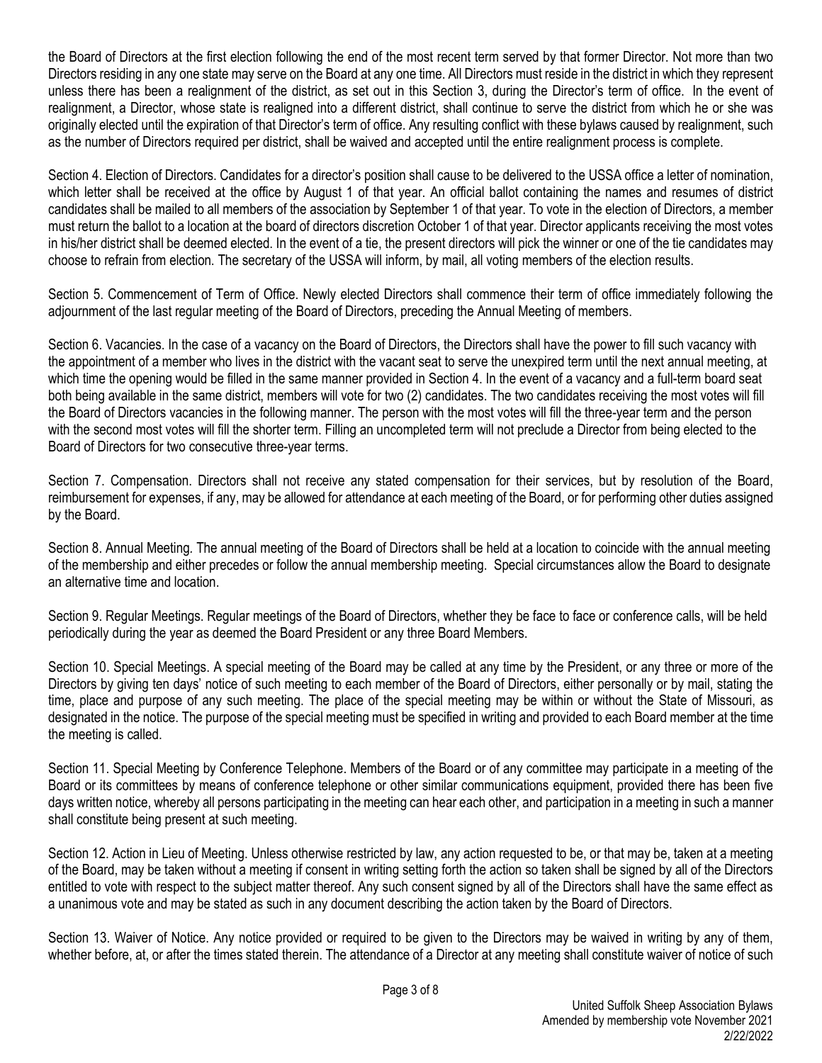the Board of Directors at the first election following the end of the most recent term served by that former Director. Not more than two Directors residing in any one state may serve on the Board at any one time. All Directors must reside in the district in which they represent unless there has been a realignment of the district, as set out in this Section 3, during the Director's term of office. In the event of realignment, a Director, whose state is realigned into a different district, shall continue to serve the district from which he or she was originally elected until the expiration of that Director's term of office. Any resulting conflict with these bylaws caused by realignment, such as the number of Directors required per district, shall be waived and accepted until the entire realignment process is complete.

Section 4. Election of Directors. Candidates for a director's position shall cause to be delivered to the USSA office a letter of nomination, which letter shall be received at the office by August 1 of that year. An official ballot containing the names and resumes of district candidates shall be mailed to all members of the association by September 1 of that year. To vote in the election of Directors, a member must return the ballot to a location at the board of directors discretion October 1 of that year. Director applicants receiving the most votes in his/her district shall be deemed elected. In the event of a tie, the present directors will pick the winner or one of the tie candidates may choose to refrain from election. The secretary of the USSA will inform, by mail, all voting members of the election results.

Section 5. Commencement of Term of Office. Newly elected Directors shall commence their term of office immediately following the adjournment of the last regular meeting of the Board of Directors, preceding the Annual Meeting of members.

Section 6. Vacancies. In the case of a vacancy on the Board of Directors, the Directors shall have the power to fill such vacancy with the appointment of a member who lives in the district with the vacant seat to serve the unexpired term until the next annual meeting, at which time the opening would be filled in the same manner provided in Section 4. In the event of a vacancy and a full-term board seat both being available in the same district, members will vote for two (2) candidates. The two candidates receiving the most votes will fill the Board of Directors vacancies in the following manner. The person with the most votes will fill the three-year term and the person with the second most votes will fill the shorter term. Filling an uncompleted term will not preclude a Director from being elected to the Board of Directors for two consecutive three-year terms.

Section 7. Compensation. Directors shall not receive any stated compensation for their services, but by resolution of the Board, reimbursement for expenses, if any, may be allowed for attendance at each meeting of the Board, or for performing other duties assigned by the Board.

Section 8. Annual Meeting. The annual meeting of the Board of Directors shall be held at a location to coincide with the annual meeting of the membership and either precedes or follow the annual membership meeting. Special circumstances allow the Board to designate an alternative time and location.

Section 9. Regular Meetings. Regular meetings of the Board of Directors, whether they be face to face or conference calls, will be held periodically during the year as deemed the Board President or any three Board Members.

Section 10. Special Meetings. A special meeting of the Board may be called at any time by the President, or any three or more of the Directors by giving ten days' notice of such meeting to each member of the Board of Directors, either personally or by mail, stating the time, place and purpose of any such meeting. The place of the special meeting may be within or without the State of Missouri, as designated in the notice. The purpose of the special meeting must be specified in writing and provided to each Board member at the time the meeting is called.

Section 11. Special Meeting by Conference Telephone. Members of the Board or of any committee may participate in a meeting of the Board or its committees by means of conference telephone or other similar communications equipment, provided there has been five days written notice, whereby all persons participating in the meeting can hear each other, and participation in a meeting in such a manner shall constitute being present at such meeting.

Section 12. Action in Lieu of Meeting. Unless otherwise restricted by law, any action requested to be, or that may be, taken at a meeting of the Board, may be taken without a meeting if consent in writing setting forth the action so taken shall be signed by all of the Directors entitled to vote with respect to the subject matter thereof. Any such consent signed by all of the Directors shall have the same effect as a unanimous vote and may be stated as such in any document describing the action taken by the Board of Directors.

Section 13. Waiver of Notice. Any notice provided or required to be given to the Directors may be waived in writing by any of them, whether before, at, or after the times stated therein. The attendance of a Director at any meeting shall constitute waiver of notice of such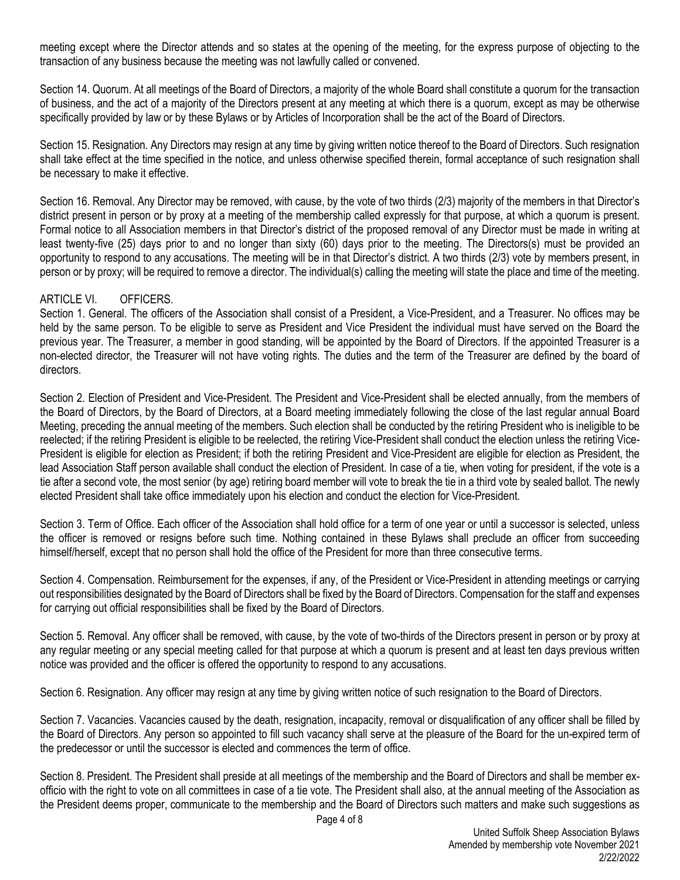meeting except where the Director attends and so states at the opening of the meeting, for the express purpose of objecting to the transaction of any business because the meeting was not lawfully called or convened.

Section 14. Quorum. At all meetings of the Board of Directors, a majority of the whole Board shall constitute a quorum for the transaction of business, and the act of a majority of the Directors present at any meeting at which there is a quorum, except as may be otherwise specifically provided by law or by these Bylaws or by Articles of Incorporation shall be the act of the Board of Directors.

Section 15. Resignation. Any Directors may resign at any time by giving written notice thereof to the Board of Directors. Such resignation shall take effect at the time specified in the notice, and unless otherwise specified therein, formal acceptance of such resignation shall be necessary to make it effective.

Section 16. Removal. Any Director may be removed, with cause, by the vote of two thirds (2/3) majority of the members in that Director's district present in person or by proxy at a meeting of the membership called expressly for that purpose, at which a quorum is present. Formal notice to all Association members in that Director's district of the proposed removal of any Director must be made in writing at least twenty-five (25) days prior to and no longer than sixty (60) days prior to the meeting. The Directors(s) must be provided an opportunity to respond to any accusations. The meeting will be in that Director's district. A two thirds (2/3) vote by members present, in person or by proxy; will be required to remove a director. The individual(s) calling the meeting will state the place and time of the meeting.

## ARTICLE VI. OFFICERS.

Section 1. General. The officers of the Association shall consist of a President, a Vice-President, and a Treasurer. No offices may be held by the same person. To be eligible to serve as President and Vice President the individual must have served on the Board the previous year. The Treasurer, a member in good standing, will be appointed by the Board of Directors. If the appointed Treasurer is a non-elected director, the Treasurer will not have voting rights. The duties and the term of the Treasurer are defined by the board of directors.

Section 2. Election of President and Vice-President. The President and Vice-President shall be elected annually, from the members of the Board of Directors, by the Board of Directors, at a Board meeting immediately following the close of the last regular annual Board Meeting, preceding the annual meeting of the members. Such election shall be conducted by the retiring President who is ineligible to be reelected; if the retiring President is eligible to be reelected, the retiring Vice-President shall conduct the election unless the retiring Vice-President is eligible for election as President; if both the retiring President and Vice-President are eligible for election as President, the lead Association Staff person available shall conduct the election of President. In case of a tie, when voting for president, if the vote is a tie after a second vote, the most senior (by age) retiring board member will vote to break the tie in a third vote by sealed ballot. The newly elected President shall take office immediately upon his election and conduct the election for Vice-President.

Section 3. Term of Office. Each officer of the Association shall hold office for a term of one year or until a successor is selected, unless the officer is removed or resigns before such time. Nothing contained in these Bylaws shall preclude an officer from succeeding himself/herself, except that no person shall hold the office of the President for more than three consecutive terms.

Section 4. Compensation. Reimbursement for the expenses, if any, of the President or Vice-President in attending meetings or carrying out responsibilities designated by the Board of Directors shall be fixed by the Board of Directors. Compensation for the staff and expenses for carrying out official responsibilities shall be fixed by the Board of Directors.

Section 5. Removal. Any officer shall be removed, with cause, by the vote of two-thirds of the Directors present in person or by proxy at any regular meeting or any special meeting called for that purpose at which a quorum is present and at least ten days previous written notice was provided and the officer is offered the opportunity to respond to any accusations.

Section 6. Resignation. Any officer may resign at any time by giving written notice of such resignation to the Board of Directors.

Section 7. Vacancies. Vacancies caused by the death, resignation, incapacity, removal or disqualification of any officer shall be filled by the Board of Directors. Any person so appointed to fill such vacancy shall serve at the pleasure of the Board for the un-expired term of the predecessor or until the successor is elected and commences the term of office.

Section 8. President. The President shall preside at all meetings of the membership and the Board of Directors and shall be member ex-officio with the right to vote on all committees in case of a tie vote. The President shall also, at the annual meeting of the Association as the President deems proper, communicate to the membership and the Board of Directors such matters and make such suggestions as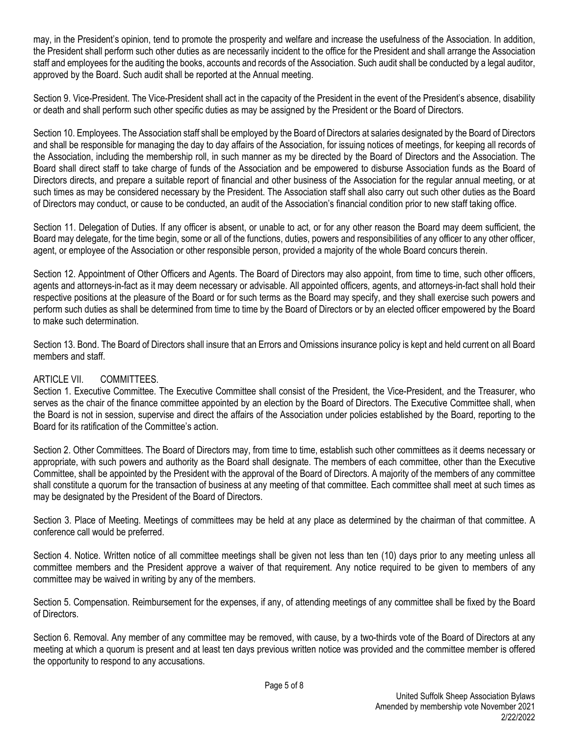may, in the President's opinion, tend to promote the prosperity and welfare and increase the usefulness of the Association. In addition, the President shall perform such other duties as are necessarily incident to the office for the President and shall arrange the Association staff and employees for the auditing the books, accounts and records of the Association. Such audit shall be conducted by a legal auditor, approved by the Board. Such audit shall be reported at the Annual meeting.

Section 9. Vice-President. The Vice-President shall act in the capacity of the President in the event of the President's absence, disability or death and shall perform such other specific duties as may be assigned by the President or the Board of Directors.

Section 10. Employees. The Association staff shall be employed by the Board of Directors at salaries designated by the Board of Directors and shall be responsible for managing the day to day affairs of the Association, for issuing notices of meetings, for keeping all records of the Association, including the membership roll, in such manner as my be directed by the Board of Directors and the Association. The Board shall direct staff to take charge of funds of the Association and be empowered to disburse Association funds as the Board of Directors directs, and prepare a suitable report of financial and other business of the Association for the regular annual meeting, or at such times as may be considered necessary by the President. The Association staff shall also carry out such other duties as the Board of Directors may conduct, or cause to be conducted, an audit of the Association's financial condition prior to new staff taking office.

Section 11. Delegation of Duties. If any officer is absent, or unable to act, or for any other reason the Board may deem sufficient, the Board may delegate, for the time begin, some or all of the functions, duties, powers and responsibilities of any officer to any other officer, agent, or employee of the Association or other responsible person, provided a majority of the whole Board concurs therein.

Section 12. Appointment of Other Officers and Agents. The Board of Directors may also appoint, from time to time, such other officers, agents and attorneys-in-fact as it may deem necessary or advisable. All appointed officers, agents, and attorneys-in-fact shall hold their respective positions at the pleasure of the Board or for such terms as the Board may specify, and they shall exercise such powers and perform such duties as shall be determined from time to time by the Board of Directors or by an elected officer empowered by the Board to make such determination.

Section 13. Bond. The Board of Directors shall insure that an Errors and Omissions insurance policy is kept and held current on all Board members and staff.

## ARTICLE VII. COMMITTEES.

Section 1. Executive Committee. The Executive Committee shall consist of the President, the Vice-President, and the Treasurer, who serves as the chair of the finance committee appointed by an election by the Board of Directors. The Executive Committee shall, when the Board is not in session, supervise and direct the affairs of the Association under policies established by the Board, reporting to the Board for its ratification of the Committee's action.

Section 2. Other Committees. The Board of Directors may, from time to time, establish such other committees as it deems necessary or appropriate, with such powers and authority as the Board shall designate. The members of each committee, other than the Executive Committee, shall be appointed by the President with the approval of the Board of Directors. A majority of the members of any committee shall constitute a quorum for the transaction of business at any meeting of that committee. Each committee shall meet at such times as may be designated by the President of the Board of Directors.

Section 3. Place of Meeting. Meetings of committees may be held at any place as determined by the chairman of that committee. A conference call would be preferred.

Section 4. Notice. Written notice of all committee meetings shall be given not less than ten (10) days prior to any meeting unless all committee members and the President approve a waiver of that requirement. Any notice required to be given to members of any committee may be waived in writing by any of the members.

Section 5. Compensation. Reimbursement for the expenses, if any, of attending meetings of any committee shall be fixed by the Board of Directors.

Section 6. Removal. Any member of any committee may be removed, with cause, by a two-thirds vote of the Board of Directors at any meeting at which a quorum is present and at least ten days previous written notice was provided and the committee member is offered the opportunity to respond to any accusations.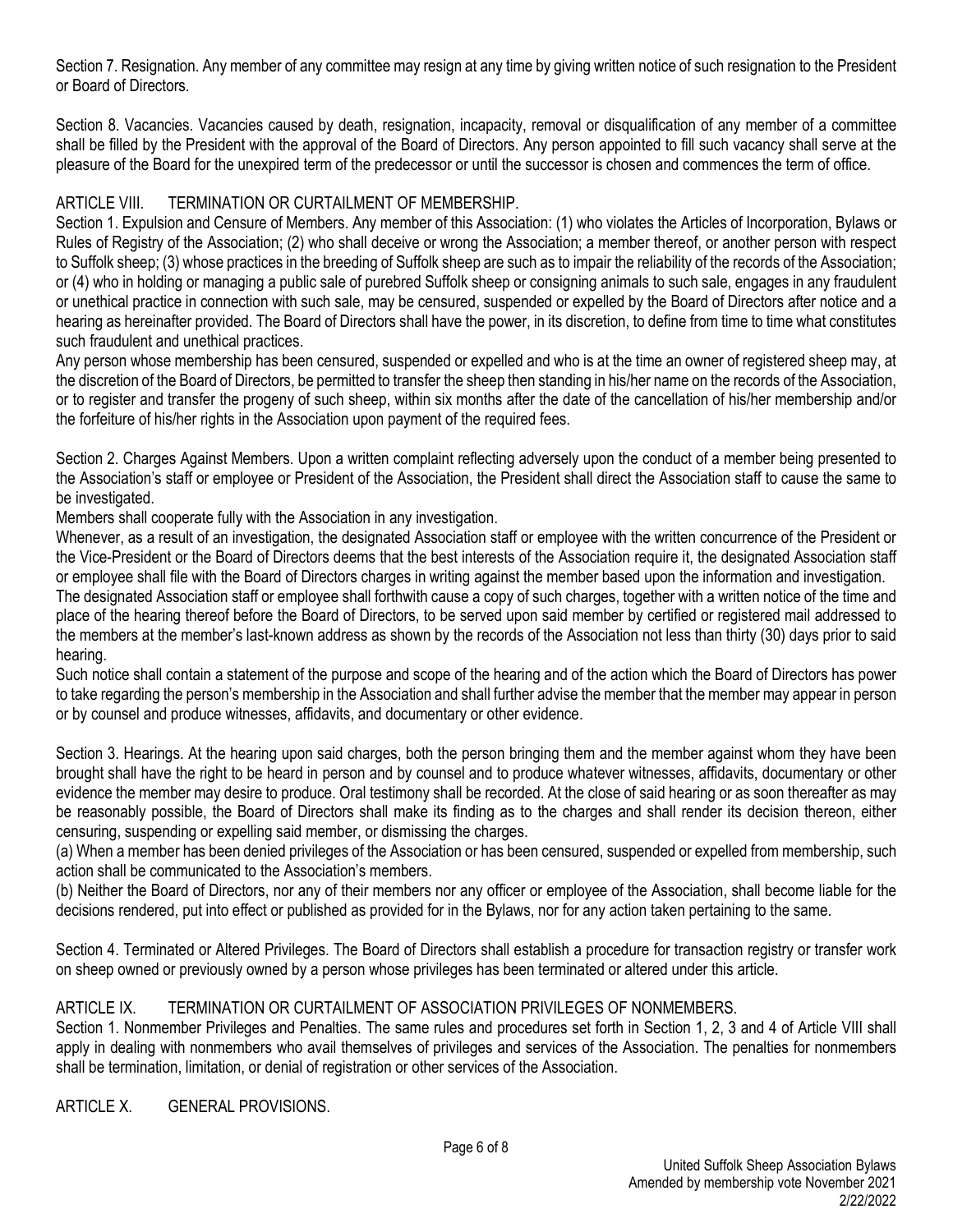Section 7. Resignation. Any member of any committee may resign at any time by giving written notice of such resignation to the President or Board of Directors.

Section 8. Vacancies. Vacancies caused by death, resignation, incapacity, removal or disqualification of any member of a committee shall be filled by the President with the approval of the Board of Directors. Any person appointed to fill such vacancy shall serve at the pleasure of the Board for the unexpired term of the predecessor or until the successor is chosen and commences the term of office.

## ARTICLE VIII. TERMINATION OR CURTAILMENT OF MEMBERSHIP.

Section 1. Expulsion and Censure of Members. Any member of this Association: (1) who violates the Articles of Incorporation, Bylaws or Rules of Registry of the Association; (2) who shall deceive or wrong the Association; a member thereof, or another person with respect to Suffolk sheep; (3) whose practices in the breeding of Suffolk sheep are such as to impair the reliability of the records of the Association; or (4) who in holding or managing a public sale of purebred Suffolk sheep or consigning animals to such sale, engages in any fraudulent or unethical practice in connection with such sale, may be censured, suspended or expelled by the Board of Directors after notice and a hearing as hereinafter provided. The Board of Directors shall have the power, in its discretion, to define from time to time what constitutes such fraudulent and unethical practices.

Any person whose membership has been censured, suspended or expelled and who is at the time an owner of registered sheep may, at the discretion of the Board of Directors, be permitted to transfer the sheep then standing in his/her name on the records of the Association, or to register and transfer the progeny of such sheep, within six months after the date of the cancellation of his/her membership and/or the forfeiture of his/her rights in the Association upon payment of the required fees.

Section 2. Charges Against Members. Upon a written complaint reflecting adversely upon the conduct of a member being presented to the Association's staff or employee or President of the Association, the President shall direct the Association staff to cause the same to be investigated.

Members shall cooperate fully with the Association in any investigation.

Whenever, as a result of an investigation, the designated Association staff or employee with the written concurrence of the President or the Vice-President or the Board of Directors deems that the best interests of the Association require it, the designated Association staff or employee shall file with the Board of Directors charges in writing against the member based upon the information and investigation.

The designated Association staff or employee shall forthwith cause a copy of such charges, together with a written notice of the time and place of the hearing thereof before the Board of Directors, to be served upon said member by certified or registered mail addressed to the members at the member's last-known address as shown by the records of the Association not less than thirty (30) days prior to said hearing.

Such notice shall contain a statement of the purpose and scope of the hearing and of the action which the Board of Directors has power to take regarding the person's membership in the Association and shall further advise the member that the member may appear in person or by counsel and produce witnesses, affidavits, and documentary or other evidence.

Section 3. Hearings. At the hearing upon said charges, both the person bringing them and the member against whom they have been brought shall have the right to be heard in person and by counsel and to produce whatever witnesses, affidavits, documentary or other evidence the member may desire to produce. Oral testimony shall be recorded. At the close of said hearing or as soon thereafter as may be reasonably possible, the Board of Directors shall make its finding as to the charges and shall render its decision thereon, either censuring, suspending or expelling said member, or dismissing the charges.

(a) When a member has been denied privileges of the Association or has been censured, suspended or expelled from membership, such action shall be communicated to the Association's members.

(b) Neither the Board of Directors, nor any of their members nor any officer or employee of the Association, shall become liable for the decisions rendered, put into effect or published as provided for in the Bylaws, nor for any action taken pertaining to the same.

Section 4. Terminated or Altered Privileges. The Board of Directors shall establish a procedure for transaction registry or transfer work on sheep owned or previously owned by a person whose privileges has been terminated or altered under this article.

## ARTICLE IX. TERMINATION OR CURTAILMENT OF ASSOCIATION PRIVILEGES OF NONMEMBERS.

Section 1. Nonmember Privileges and Penalties. The same rules and procedures set forth in Section 1, 2, 3 and 4 of Article VIII shall apply in dealing with nonmembers who avail themselves of privileges and services of the Association. The penalties for nonmembers shall be termination, limitation, or denial of registration or other services of the Association.

## ARTICLE X. GENERAL PROVISIONS.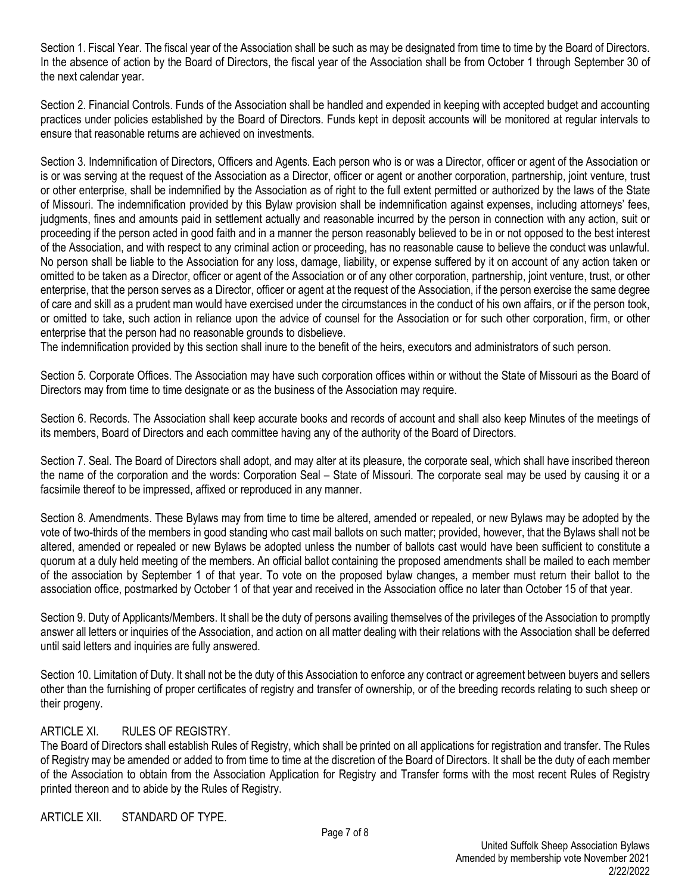Section 1. Fiscal Year. The fiscal year of the Association shall be such as may be designated from time to time by the Board of Directors. In the absence of action by the Board of Directors, the fiscal year of the Association shall be from October 1 through September 30 of the next calendar year.

Section 2. Financial Controls. Funds of the Association shall be handled and expended in keeping with accepted budget and accounting practices under policies established by the Board of Directors. Funds kept in deposit accounts will be monitored at regular intervals to ensure that reasonable returns are achieved on investments.

Section 3. Indemnification of Directors, Officers and Agents. Each person who is or was a Director, officer or agent of the Association or is or was serving at the request of the Association as a Director, officer or agent or another corporation, partnership, joint venture, trust or other enterprise, shall be indemnified by the Association as of right to the full extent permitted or authorized by the laws of the State of Missouri. The indemnification provided by this Bylaw provision shall be indemnification against expenses, including attorneys' fees, judgments, fines and amounts paid in settlement actually and reasonable incurred by the person in connection with any action, suit or proceeding if the person acted in good faith and in a manner the person reasonably believed to be in or not opposed to the best interest of the Association, and with respect to any criminal action or proceeding, has no reasonable cause to believe the conduct was unlawful. No person shall be liable to the Association for any loss, damage, liability, or expense suffered by it on account of any action taken or omitted to be taken as a Director, officer or agent of the Association or of any other corporation, partnership, joint venture, trust, or other enterprise, that the person serves as a Director, officer or agent at the request of the Association, if the person exercise the same degree of care and skill as a prudent man would have exercised under the circumstances in the conduct of his own affairs, or if the person took, or omitted to take, such action in reliance upon the advice of counsel for the Association or for such other corporation, firm, or other enterprise that the person had no reasonable grounds to disbelieve.
The indemnification provided by this section shall inure to the benefit of the heirs, executors and administrators of such person.

Section 5. Corporate Offices. The Association may have such corporation offices within or without the State of Missouri as the Board of Directors may from time to time designate or as the business of the Association may require.

Section 6. Records. The Association shall keep accurate books and records of account and shall also keep Minutes of the meetings of its members, Board of Directors and each committee having any of the authority of the Board of Directors.

Section 7. Seal. The Board of Directors shall adopt, and may alter at its pleasure, the corporate seal, which shall have inscribed thereon the name of the corporation and the words: Corporation Seal – State of Missouri. The corporate seal may be used by causing it or a facsimile thereof to be impressed, affixed or reproduced in any manner.

Section 8. Amendments. These Bylaws may from time to time be altered, amended or repealed, or new Bylaws may be adopted by the vote of two-thirds of the members in good standing who cast mail ballots on such matter; provided, however, that the Bylaws shall not be altered, amended or repealed or new Bylaws be adopted unless the number of ballots cast would have been sufficient to constitute a quorum at a duly held meeting of the members. An official ballot containing the proposed amendments shall be mailed to each member of the association by September 1 of that year. To vote on the proposed bylaw changes, a member must return their ballot to the association office, postmarked by October 1 of that year and received in the Association office no later than October 15 of that year.

Section 9. Duty of Applicants/Members. It shall be the duty of persons availing themselves of the privileges of the Association to promptly answer all letters or inquiries of the Association, and action on all matter dealing with their relations with the Association shall be deferred until said letters and inquiries are fully answered.

Section 10. Limitation of Duty. It shall not be the duty of this Association to enforce any contract or agreement between buyers and sellers other than the furnishing of proper certificates of registry and transfer of ownership, or of the breeding records relating to such sheep or their progeny.

## ARTICLE XI. RULES OF REGISTRY.

The Board of Directors shall establish Rules of Registry, which shall be printed on all applications for registration and transfer. The Rules of Registry may be amended or added to from time to time at the discretion of the Board of Directors. It shall be the duty of each member of the Association to obtain from the Association Application for Registry and Transfer forms with the most recent Rules of Registry printed thereon and to abide by the Rules of Registry.

## ARTICLE XII. STANDARD OF TYPE.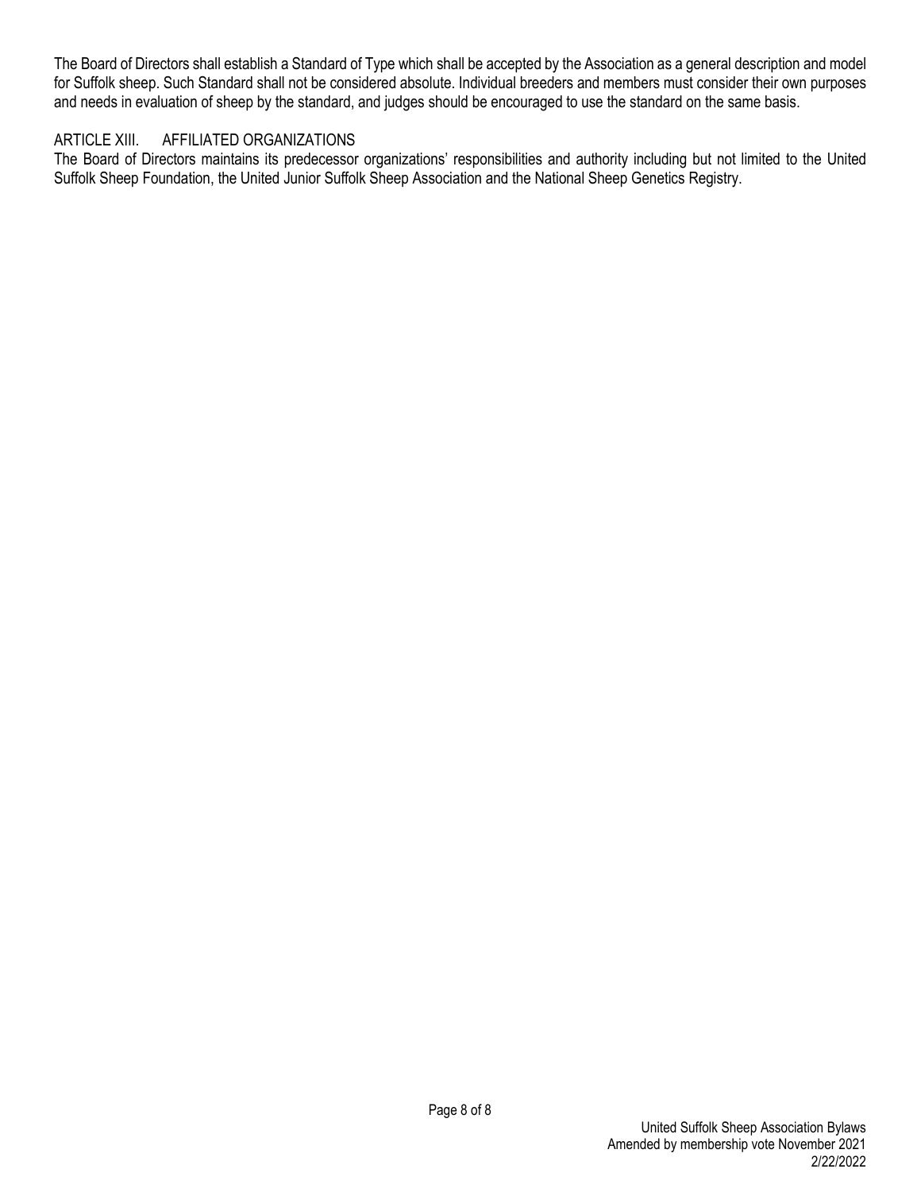The Board of Directors shall establish a Standard of Type which shall be accepted by the Association as a general description and model for Suffolk sheep. Such Standard shall not be considered absolute. Individual breeders and members must consider their own purposes and needs in evaluation of sheep by the standard, and judges should be encouraged to use the standard on the same basis.

## ARTICLE XIII. AFFILIATED ORGANIZATIONS

The Board of Directors maintains its predecessor organizations' responsibilities and authority including but not limited to the United Suffolk Sheep Foundation, the United Junior Suffolk Sheep Association and the National Sheep Genetics Registry.